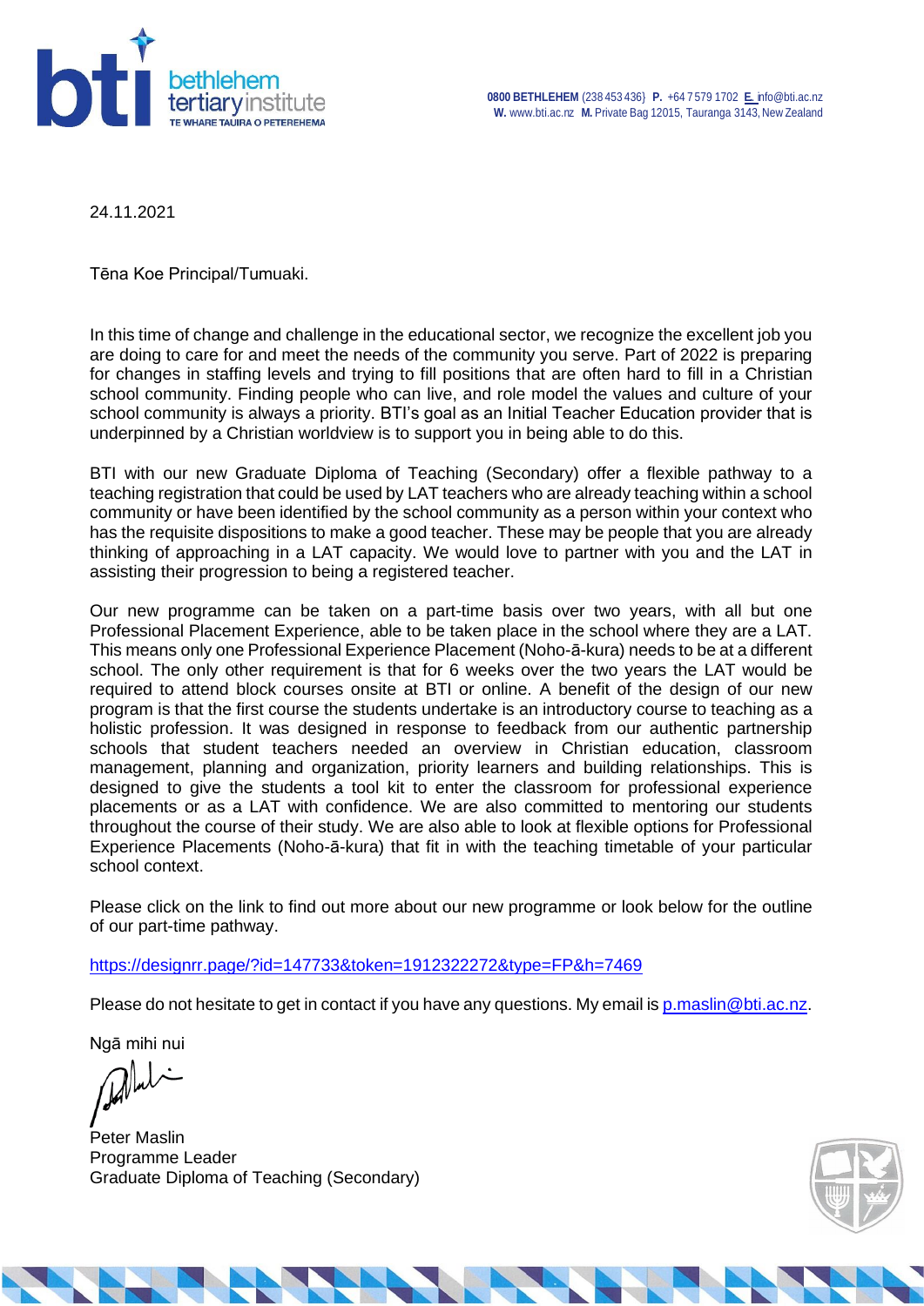**0800 BETHLEHEM** (238 453 436} **P.** +64 7 579 1702 **E.** info@bti.ac.nz
**W.** www.bti.ac.nz **M.** Private Bag 12015, Tauranga 3143, New Zealand

24.11.2021

Tēna Koe Principal/Tumuaki.

In this time of change and challenge in the educational sector, we recognize the excellent job you are doing to care for and meet the needs of the community you serve. Part of 2022 is preparing for changes in staffing levels and trying to fill positions that are often hard to fill in a Christian school community. Finding people who can live, and role model the values and culture of your school community is always a priority. BTI's goal as an Initial Teacher Education provider that is underpinned by a Christian worldview is to support you in being able to do this.

BTI with our new Graduate Diploma of Teaching (Secondary) offer a flexible pathway to a teaching registration that could be used by LAT teachers who are already teaching within a school community or have been identified by the school community as a person within your context who has the requisite dispositions to make a good teacher. These may be people that you are already thinking of approaching in a LAT capacity. We would love to partner with you and the LAT in assisting their progression to being a registered teacher.

Our new programme can be taken on a part-time basis over two years, with all but one Professional Placement Experience, able to be taken place in the school where they are a LAT. This means only one Professional Experience Placement (Noho-ā-kura) needs to be at a different school. The only other requirement is that for 6 weeks over the two years the LAT would be required to attend block courses onsite at BTI or online. A benefit of the design of our new program is that the first course the students undertake is an introductory course to teaching as a holistic profession. It was designed in response to feedback from our authentic partnership schools that student teachers needed an overview in Christian education, classroom management, planning and organization, priority learners and building relationships. This is designed to give the students a tool kit to enter the classroom for professional experience placements or as a LAT with confidence. We are also committed to mentoring our students throughout the course of their study. We are also able to look at flexible options for Professional Experience Placements (Noho-ā-kura) that fit in with the teaching timetable of your particular school context.

Please click on the link to find out more about our new programme or look below for the outline of our part-time pathway.

https://designrr.page/?id=147733&token=1912322272&type=FP&h=7469

Please do not hesitate to get in contact if you have any questions. My email is p.maslin@bti.ac.nz.

Ngā mihi nui

Peter Maslin
Programme Leader
Graduate Diploma of Teaching (Secondary)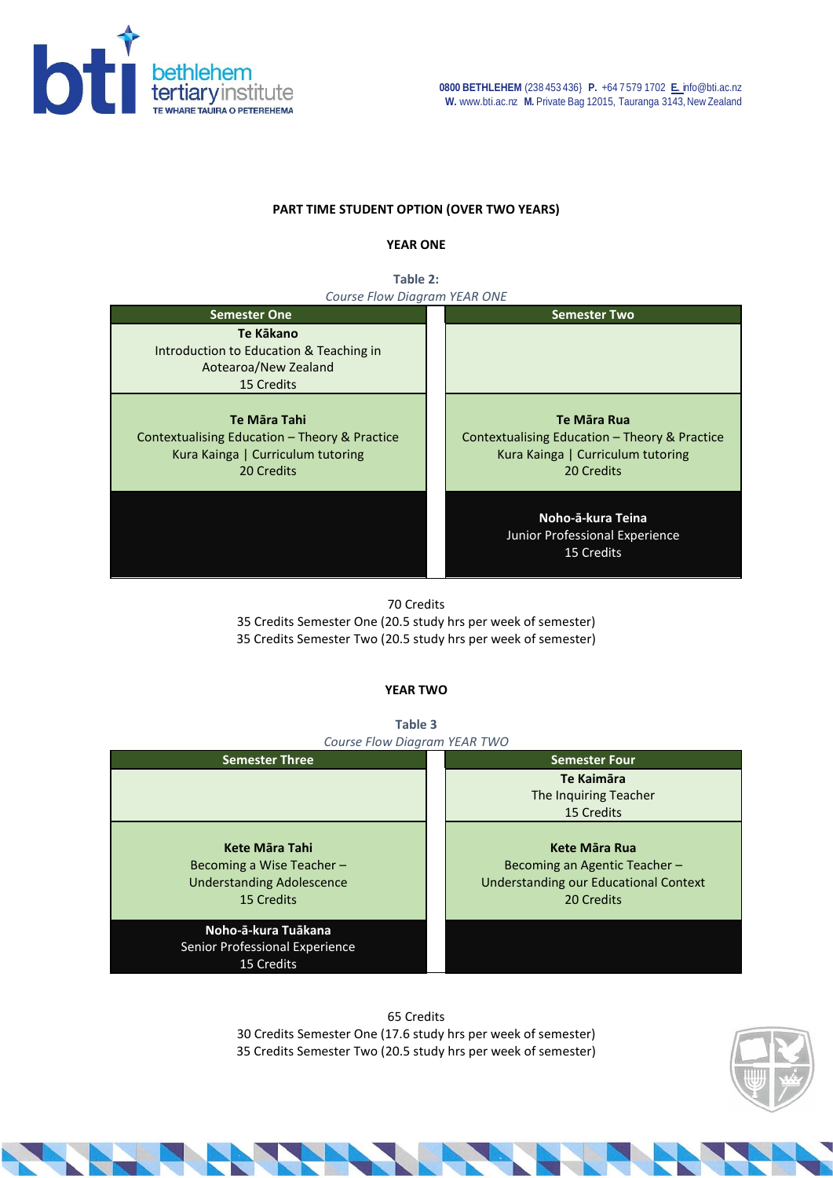**PART TIME STUDENT OPTION (OVER TWO YEARS)**

**YEAR ONE**

**Table 2:**
*Course Flow Diagram YEAR ONE*

| Semester One | Semester Two |
|---|---|
| **Te Kākano** Introduction to Education & Teaching in Aotearoa/New Zealand 15 Credits | |
| **Te Māra Tahi** Contextualising Education – Theory & Practice Kura Kainga \| Curriculum tutoring 20 Credits | **Te Māra Rua** Contextualising Education – Theory & Practice Kura Kainga \| Curriculum tutoring 20 Credits |
| | **Noho-ā-kura Teina** Junior Professional Experience 15 Credits |

70 Credits
35 Credits Semester One (20.5 study hrs per week of semester)
35 Credits Semester Two (20.5 study hrs per week of semester)

**YEAR TWO**

**Table 3**
*Course Flow Diagram YEAR TWO*

| Semester Three | Semester Four |
|---|---|
| | **Te Kaimāra** The Inquiring Teacher 15 Credits |
| **Kete Māra Tahi** Becoming a Wise Teacher – Understanding Adolescence 15 Credits | **Kete Māra Rua** Becoming an Agentic Teacher – Understanding our Educational Context 20 Credits |
| **Noho-ā-kura Tuākana** Senior Professional Experience 15 Credits | |

65 Credits
30 Credits Semester One (17.6 study hrs per week of semester)
35 Credits Semester Two (20.5 study hrs per week of semester)